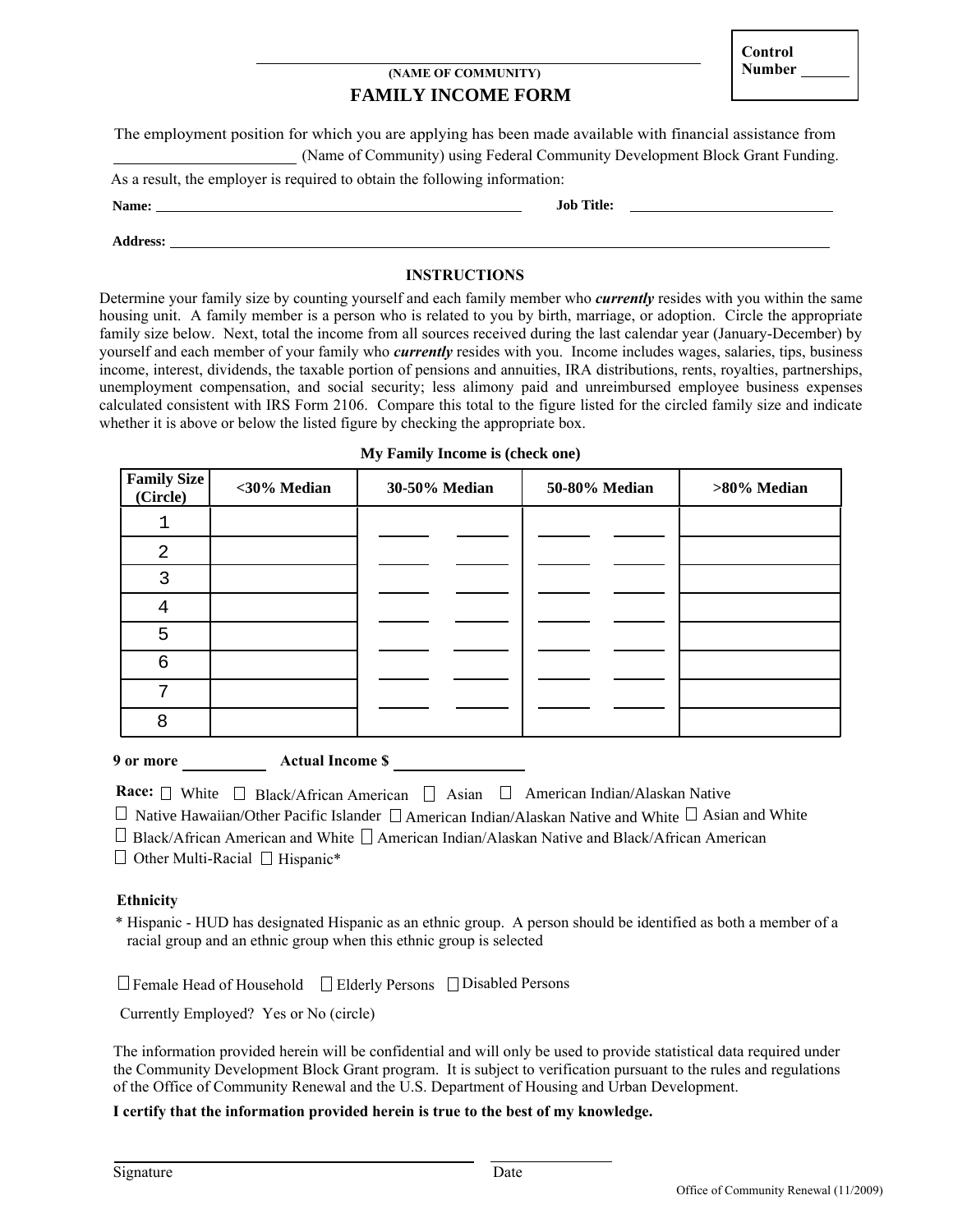**Control Number ______**

______________________________

**(NAME OF COMMUNITY)**

# FAMILY INCOME FORM

The employment position for which you are applying has been made available with financial assistance from ______________________ (Name of Community) using Federal Community Development Block Grant Funding.

As a result, the employer is required to obtain the following information:

**Name:** ________________________________________ **Job Title:** ______________________

**Address:** ____________________________________________________________________

## INSTRUCTIONS

Determine your family size by counting yourself and each family member who ***currently*** resides with you within the same housing unit. A family member is a person who is related to you by birth, marriage, or adoption. Circle the appropriate family size below. Next, total the income from all sources received during the last calendar year (January-December) by yourself and each member of your family who ***currently*** resides with you. Income includes wages, salaries, tips, business income, interest, dividends, the taxable portion of pensions and annuities, IRA distributions, rents, royalties, partnerships, unemployment compensation, and social security; less alimony paid and unreimbursed employee business expenses calculated consistent with IRS Form 2106. Compare this total to the figure listed for the circled family size and indicate whether it is above or below the listed figure by checking the appropriate box.

**My Family Income is (check one)**

| Family Size (Circle) | <30% Median | 30-50% Median | 50-80% Median | >80% Median |
|---|---|---|---|---|
| 1 | | ______ ______ | ______ ______ | |
| 2 | | ______ ______ | ______ ______ | |
| 3 | | ______ ______ | ______ ______ | |
| 4 | | ______ ______ | ______ ______ | |
| 5 | | ______ ______ | ______ ______ | |
| 6 | | ______ ______ | ______ ______ | |
| 7 | | ______ ______ | ______ ______ | |
| 8 | | | | |

**9 or more** __________ **Actual Income $** ______________

**Race:** ☐ White ☐ Black/African American ☐ Asian ☐ American Indian/Alaskan Native
☐ Native Hawaiian/Other Pacific Islander ☐ American Indian/Alaskan Native and White ☐ Asian and White
☐ Black/African American and White ☐ American Indian/Alaskan Native and Black/African American
☐ Other Multi-Racial ☐ Hispanic*

**Ethnicity**

\* Hispanic - HUD has designated Hispanic as an ethnic group. A person should be identified as both a member of a racial group and an ethnic group when this ethnic group is selected

☐ Female Head of Household ☐ Elderly Persons ☐ Disabled Persons

Currently Employed? Yes or No (circle)

The information provided herein will be confidential and will only be used to provide statistical data required under the Community Development Block Grant program. It is subject to verification pursuant to the rules and regulations of the Office of Community Renewal and the U.S. Department of Housing and Urban Development.

**I certify that the information provided herein is true to the best of my knowledge.**

________________________________________ ______________

Signature Date

Office of Community Renewal (11/2009)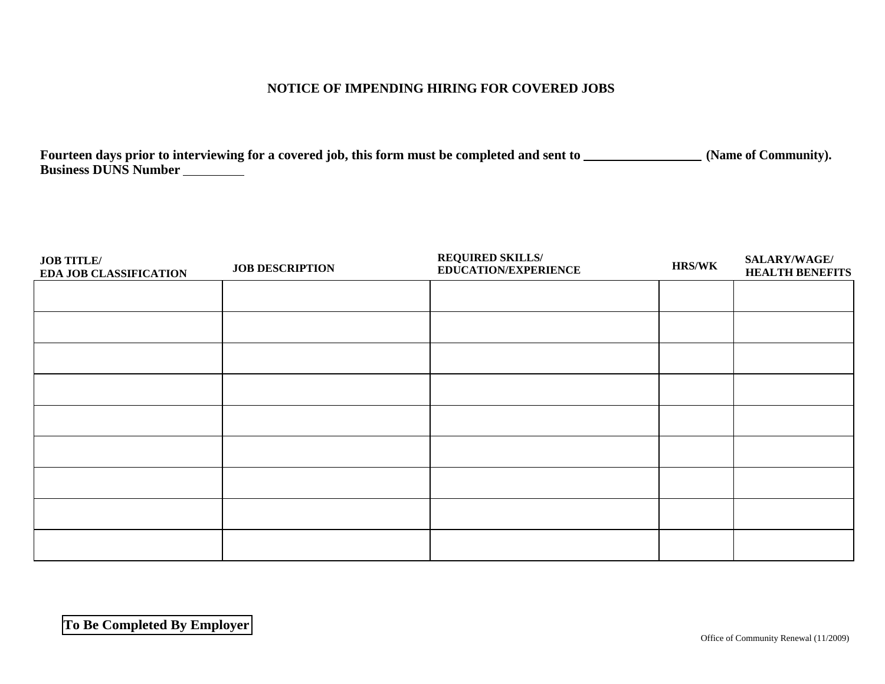# NOTICE OF IMPENDING HIRING FOR COVERED JOBS

**Fourteen days prior to interviewing for a covered job, this form must be completed and sent to \_\_\_\_\_\_\_\_\_\_\_\_\_\_\_\_ (Name of Community).**
**Business DUNS Number \_\_\_\_\_\_\_\_\_**

| JOB TITLE/ EDA JOB CLASSIFICATION | JOB DESCRIPTION | REQUIRED SKILLS/ EDUCATION/EXPERIENCE | HRS/WK | SALARY/WAGE/ HEALTH BENEFITS |
|---|---|---|---|---|
| | | | | |
| | | | | |
| | | | | |
| | | | | |
| | | | | |
| | | | | |
| | | | | |
| | | | | |
| | | | | |

**To Be Completed By Employer**

Office of Community Renewal (11/2009)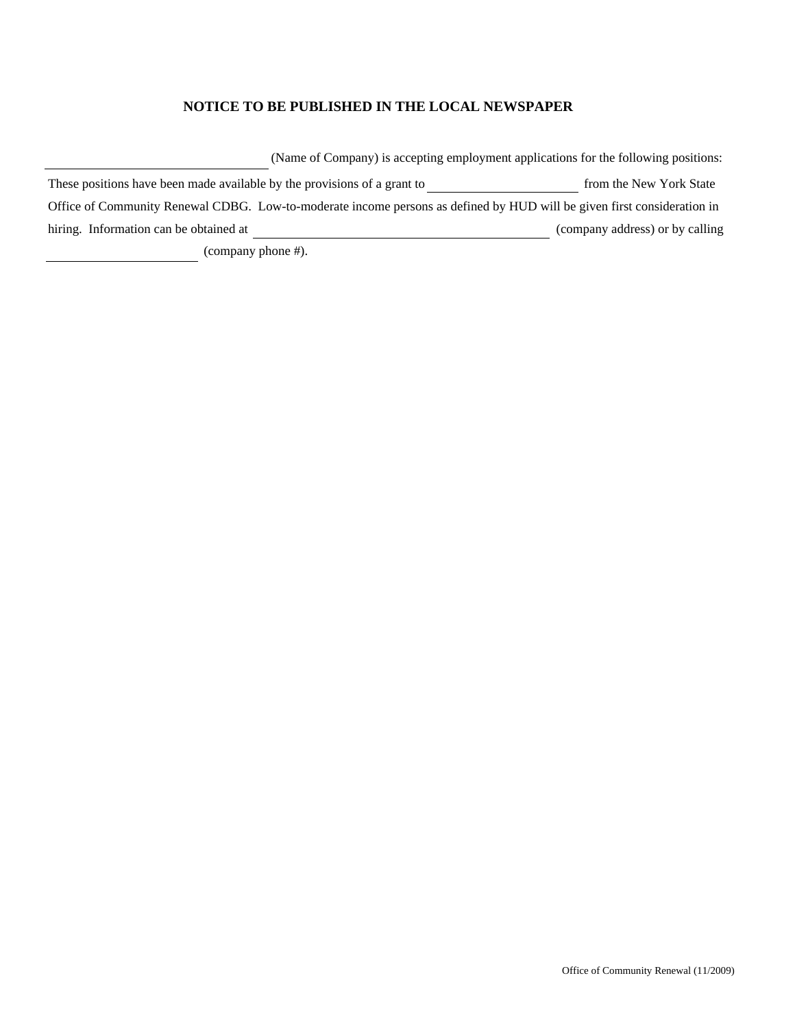## NOTICE TO BE PUBLISHED IN THE LOCAL NEWSPAPER

\_\_\_\_\_\_\_\_\_\_\_\_\_\_\_\_\_\_\_\_\_\_\_\_\_\_\_\_\_\_ (Name of Company) is accepting employment applications for the following positions: These positions have been made available by the provisions of a grant to \_\_\_\_\_\_\_\_\_\_\_\_\_\_\_\_\_\_\_\_ from the New York State Office of Community Renewal CDBG. Low-to-moderate income persons as defined by HUD will be given first consideration in hiring. Information can be obtained at \_\_\_\_\_\_\_\_\_\_\_\_\_\_\_\_\_\_\_\_\_\_\_\_\_\_\_\_\_\_\_\_\_\_\_\_\_\_\_\_ (company address) or by calling \_\_\_\_\_\_\_\_\_\_\_\_\_\_\_\_\_\_\_\_ (company phone #).

Office of Community Renewal (11/2009)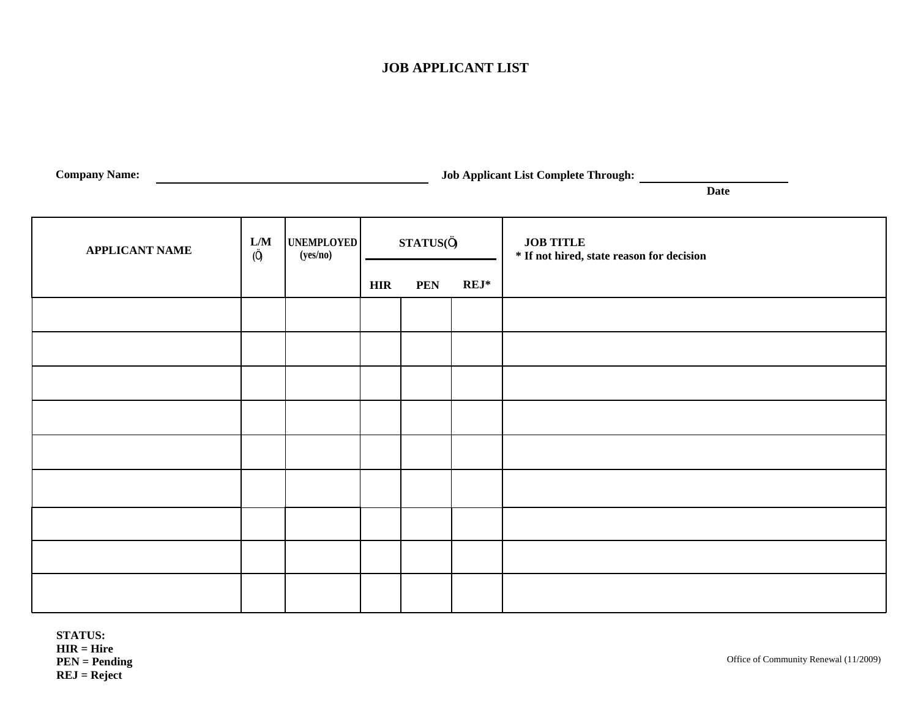# JOB APPLICANT LIST

**Company Name:** ______________________________ **Job Applicant List Complete Through:** ____________________
**Date**

| APPLICANT NAME | L/M (Ö) | UNEMPLOYED (yes/no) | STATUS(Ö) | | | JOB TITLE * If not hired, state reason for decision |
|---|---|---|---|---|---|---|
| | | | HIR | PEN | REJ* | |
| | | | | | | |
| | | | | | | |
| | | | | | | |
| | | | | | | |
| | | | | | | |
| | | | | | | |
| | | | | | | |
| | | | | | | |
| | | | | | | |

**STATUS:**
**HIR = Hire**
**PEN = Pending**
**REJ = Reject**

Office of Community Renewal (11/2009)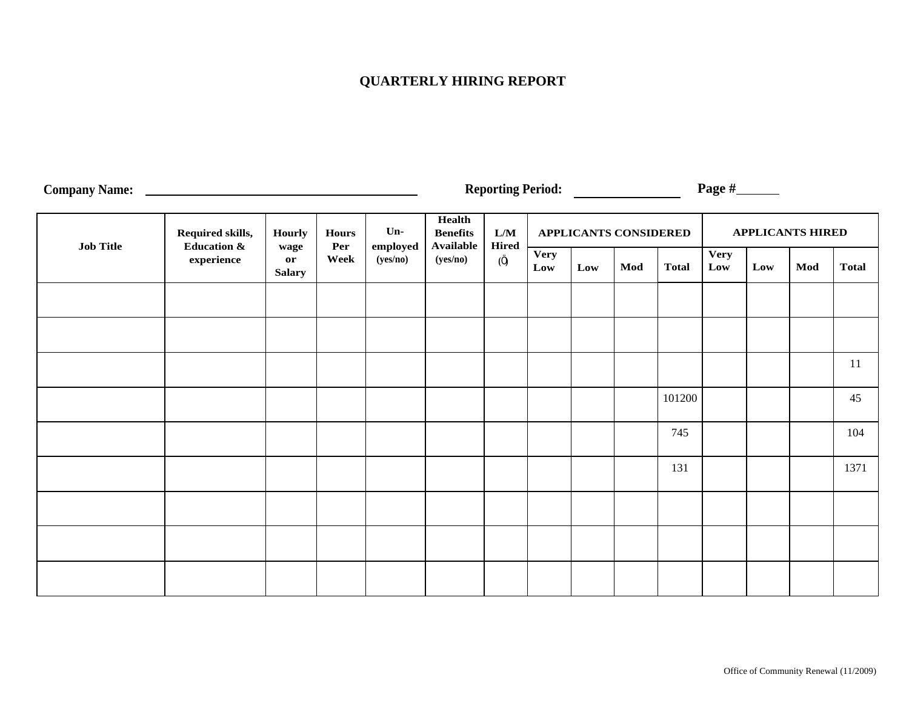# QUARTERLY HIRING REPORT

**Company Name:** ____________________ **Reporting Period:** ____________ **Page #**______

| Job Title | Required skills, Education & experience | Hourly wage or Salary | Hours Per Week | Un-employed (yes/no) | Health Benefits Available (yes/no) | L/M Hired (Ö) | APPLICANTS CONSIDERED | | | | APPLICANTS HIRED | | | |
|---|---|---|---|---|---|---|---|---|---|---|---|---|---|---|
| | | | | | | | Very Low | Low | Mod | Total | Very Low | Low | Mod | Total |
| | | | | | | | | | | | | | | |
| | | | | | | | | | | | | | | |
| | | | | | | | | | | | | | | 11 |
| | | | | | | | | | | 101200 | | | | 45 |
| | | | | | | | | | | 745 | | | | 104 |
| | | | | | | | | | | 131 | | | | 1371 |
| | | | | | | | | | | | | | | |
| | | | | | | | | | | | | | | |
| | | | | | | | | | | | | | | |

Office of Community Renewal (11/2009)